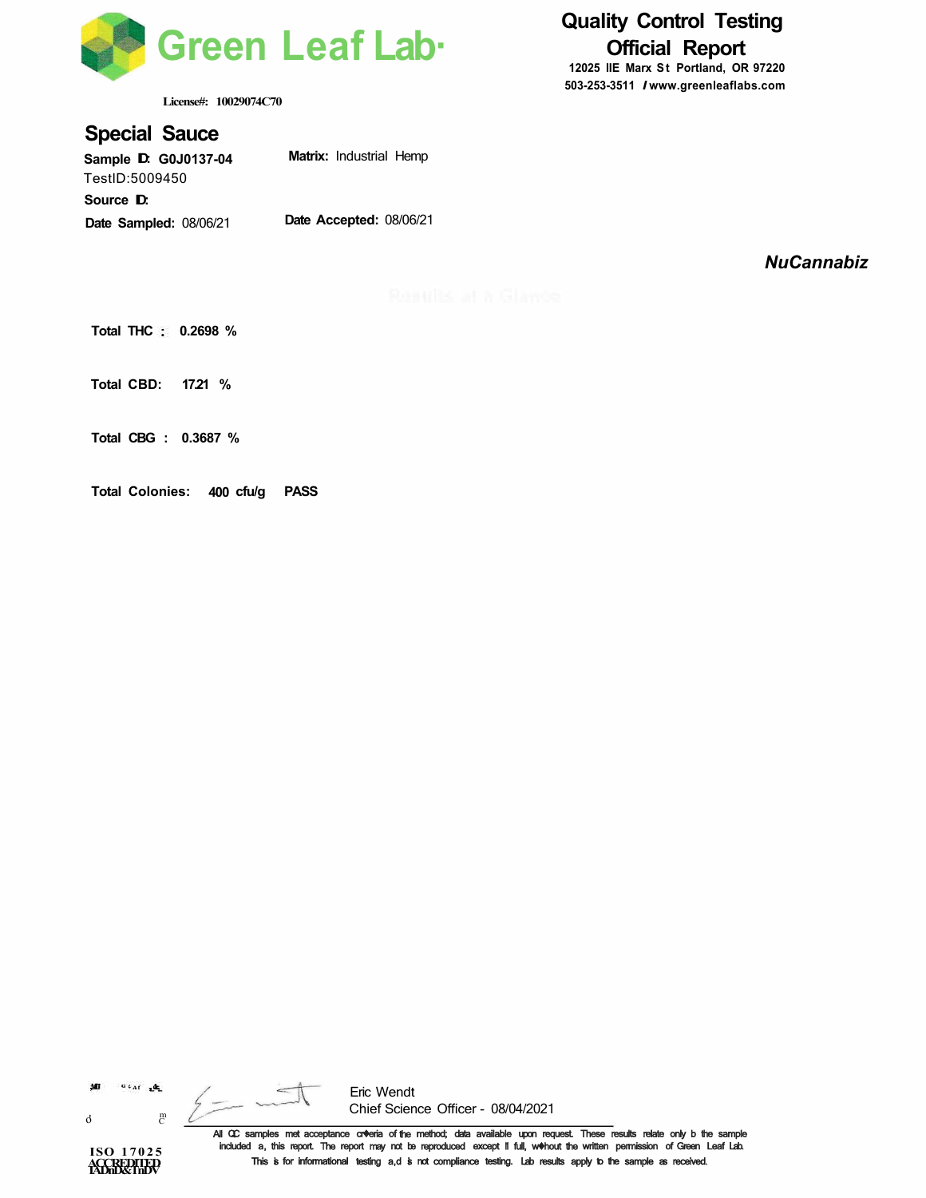# Green Leaf Lab

**Quality Control Testing**
**Official Report**

12025 IIE Marx St Portland, OR 97220
503-253-3511 / www.greenleaflabs.com

License#: 10029074C70

## Special Sauce

**Sample ID:** G0J0137-04
TestID:5009450
**Source ID:**
**Date Sampled:** 08/06/21

**Matrix:** Industrial Hemp

**Date Accepted:** 08/06/21

***NuCannabiz***

Results at A Glance

**Total THC :** **0.2698 %**

**Total CBD:** **17.21 %**

**Total CBG :** **0.3687 %**

**Total Colonies:** **400 cfu/g** **PASS**

Eric Wendt
Chief Science Officer - 08/04/2021

ISO 17025
ACCREDITED

All QC samples met acceptance criteria of the method; data available upon request. These results relate only to the sample included in this report. The report may not be reproduced except in full, without the written permission of Green Leaf Lab. This is for informational testing and is not compliance testing. Lab results apply to the sample as received.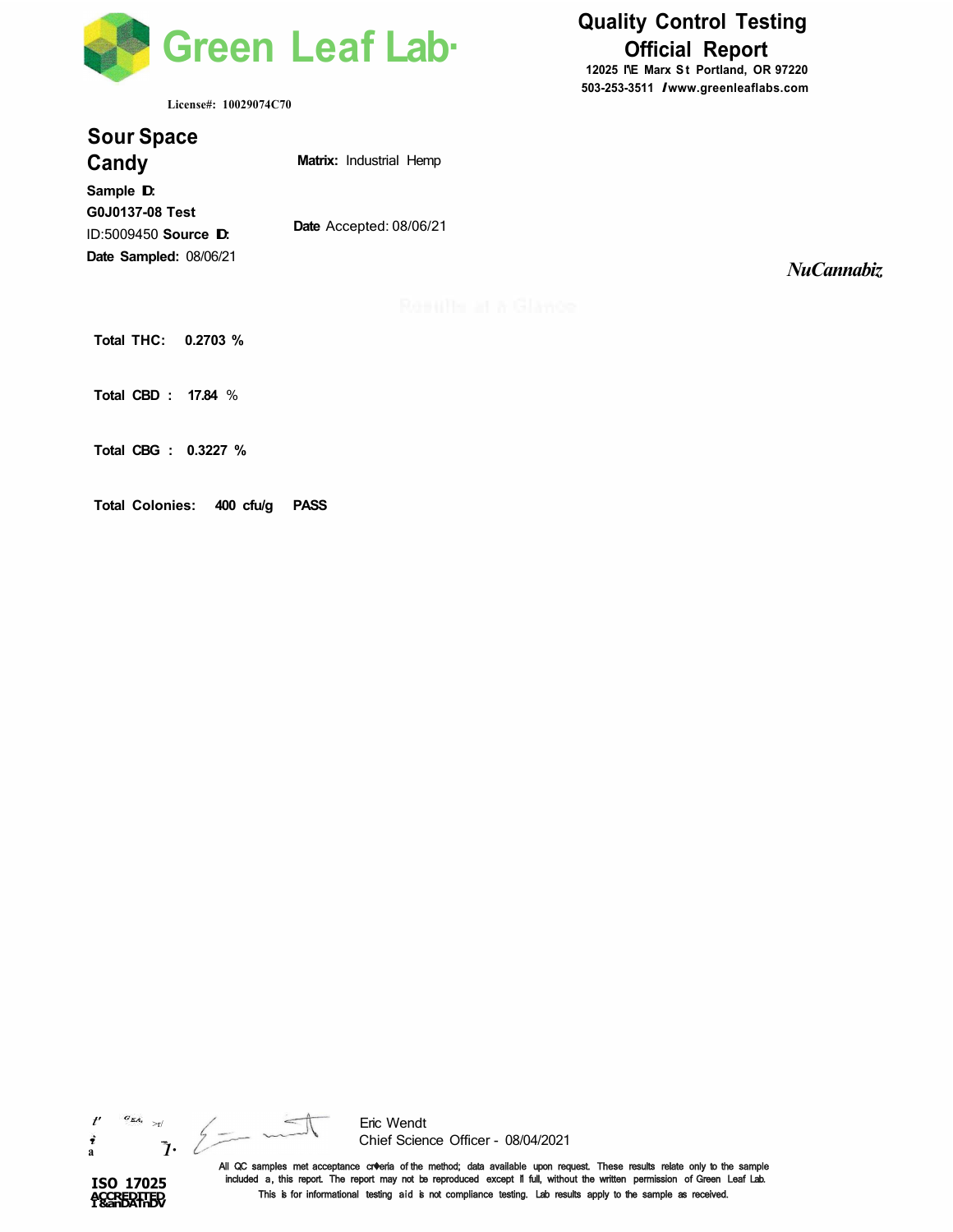# Green Leaf Lab

License#: 10029074C70

## Quality Control Testing Official Report

12025 NE Marx St Portland, OR 97220
503-253-3511 / www.greenleaflabs.com

## Sour Space Candy

**Matrix:** Industrial Hemp

**Sample ID:** G0J0137-08 **Test ID:** 5009450 **Source ID:**

**Date Sampled:** 08/06/21

**Date Accepted:** 08/06/21

*NuCannabiz*

Results at a Glance

**Total THC: 0.2703 %**

**Total CBD : 17.84 %**

**Total CBG : 0.3227 %**

**Total Colonies: 400 cfu/g PASS**

Eric Wendt
Chief Science Officer - 08/04/2021

ISO 17025 ACCREDITED

All QC samples met acceptance criteria of the method; data available upon request. These results relate only to the sample included on this report. The report may not be reproduced except in full, without the written permission of Green Leaf Lab. This is for informational testing and is not compliance testing. Lab results apply to the sample as received.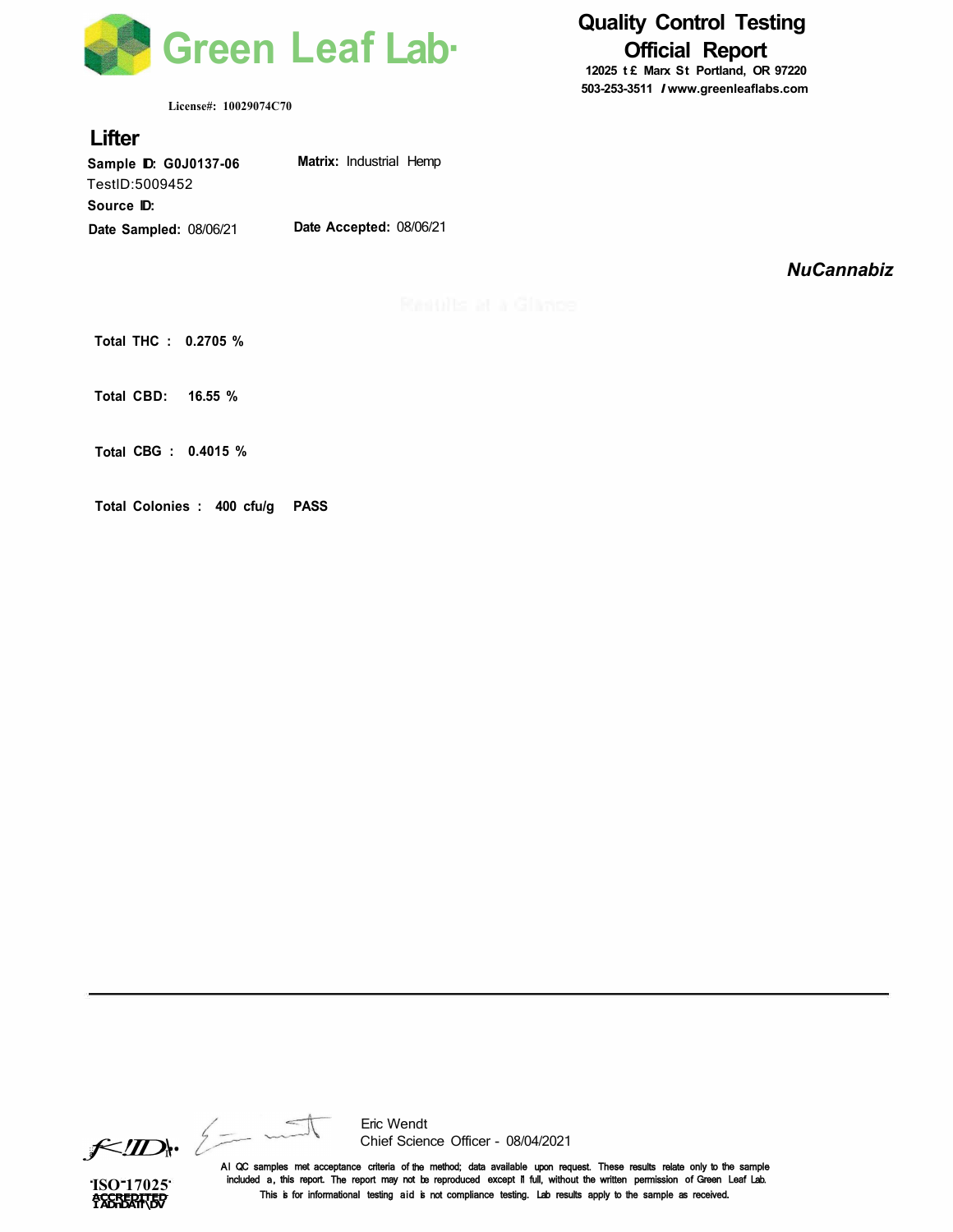# Green Leaf Lab·

License#: 10029074C70

## Quality Control Testing Official Report

12025 t£ Marx St Portland, OR 97220
503-253-3511 / www.greenleaflabs.com

## Lifter

**Sample ID:** G0J0137-06
TestID:5009452
**Source ID:**
**Date Sampled:** 08/06/21

**Matrix:** Industrial Hemp
**Date Accepted:** 08/06/21

***NuCannabiz***

Results at a Glance

**Total THC : 0.2705 %**

**Total CBD: 16.55 %**

**Total CBG : 0.4015 %**

**Total Colonies : 400 cfu/g PASS**

Eric Wendt
Chief Science Officer - 08/04/2021

Al QC samples met acceptance criteria of the method; data available upon request. These results relate only to the sample included a, this report. The report may not be reproduced except Il full, without the written permission of Green Leaf Lab. This is for informational testing aid is not compliance testing. Lab results apply to the sample as received.

ISO 17025 ACCREDITED